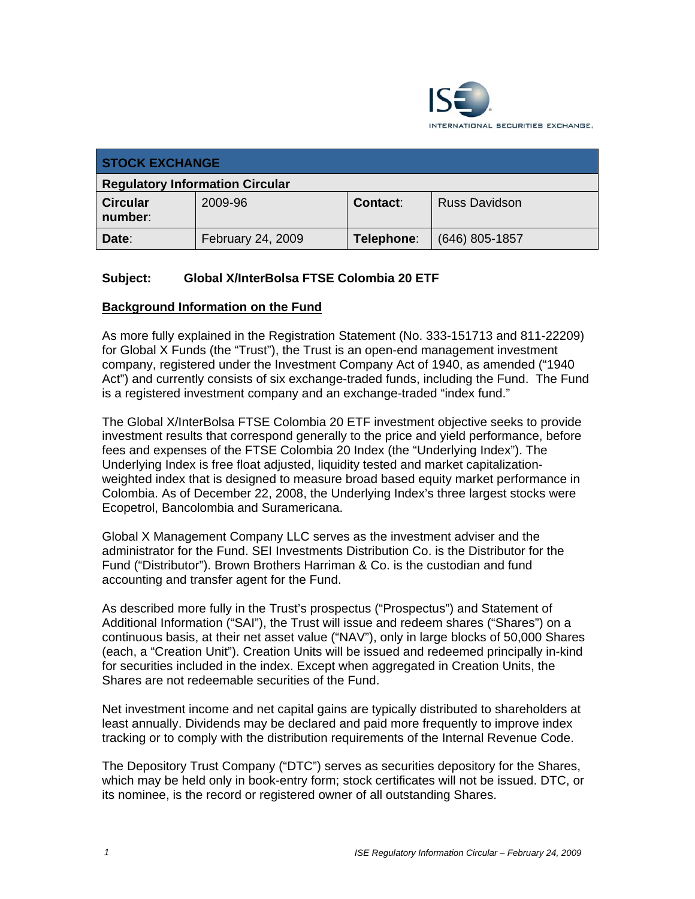| STOCK EXCHANGE | | | |
|---|---|---|---|
| **Regulatory Information Circular** | | | |
| **Circular number:** | 2009-96 | **Contact:** | Russ Davidson |
| **Date:** | February 24, 2009 | **Telephone:** | (646) 805-1857 |

**Subject: Global X/InterBolsa FTSE Colombia 20 ETF**

## Background Information on the Fund

As more fully explained in the Registration Statement (No. 333-151713 and 811-22209) for Global X Funds (the "Trust"), the Trust is an open-end management investment company, registered under the Investment Company Act of 1940, as amended ("1940 Act") and currently consists of six exchange-traded funds, including the Fund. The Fund is a registered investment company and an exchange-traded "index fund."

The Global X/InterBolsa FTSE Colombia 20 ETF investment objective seeks to provide investment results that correspond generally to the price and yield performance, before fees and expenses of the FTSE Colombia 20 Index (the "Underlying Index"). The Underlying Index is free float adjusted, liquidity tested and market capitalization-weighted index that is designed to measure broad based equity market performance in Colombia. As of December 22, 2008, the Underlying Index's three largest stocks were Ecopetrol, Bancolombia and Suramericana.

Global X Management Company LLC serves as the investment adviser and the administrator for the Fund. SEI Investments Distribution Co. is the Distributor for the Fund ("Distributor"). Brown Brothers Harriman & Co. is the custodian and fund accounting and transfer agent for the Fund.

As described more fully in the Trust's prospectus ("Prospectus") and Statement of Additional Information ("SAI"), the Trust will issue and redeem shares ("Shares") on a continuous basis, at their net asset value ("NAV"), only in large blocks of 50,000 Shares (each, a "Creation Unit"). Creation Units will be issued and redeemed principally in-kind for securities included in the index. Except when aggregated in Creation Units, the Shares are not redeemable securities of the Fund.

Net investment income and net capital gains are typically distributed to shareholders at least annually. Dividends may be declared and paid more frequently to improve index tracking or to comply with the distribution requirements of the Internal Revenue Code.

The Depository Trust Company ("DTC") serves as securities depository for the Shares, which may be held only in book-entry form; stock certificates will not be issued. DTC, or its nominee, is the record or registered owner of all outstanding Shares.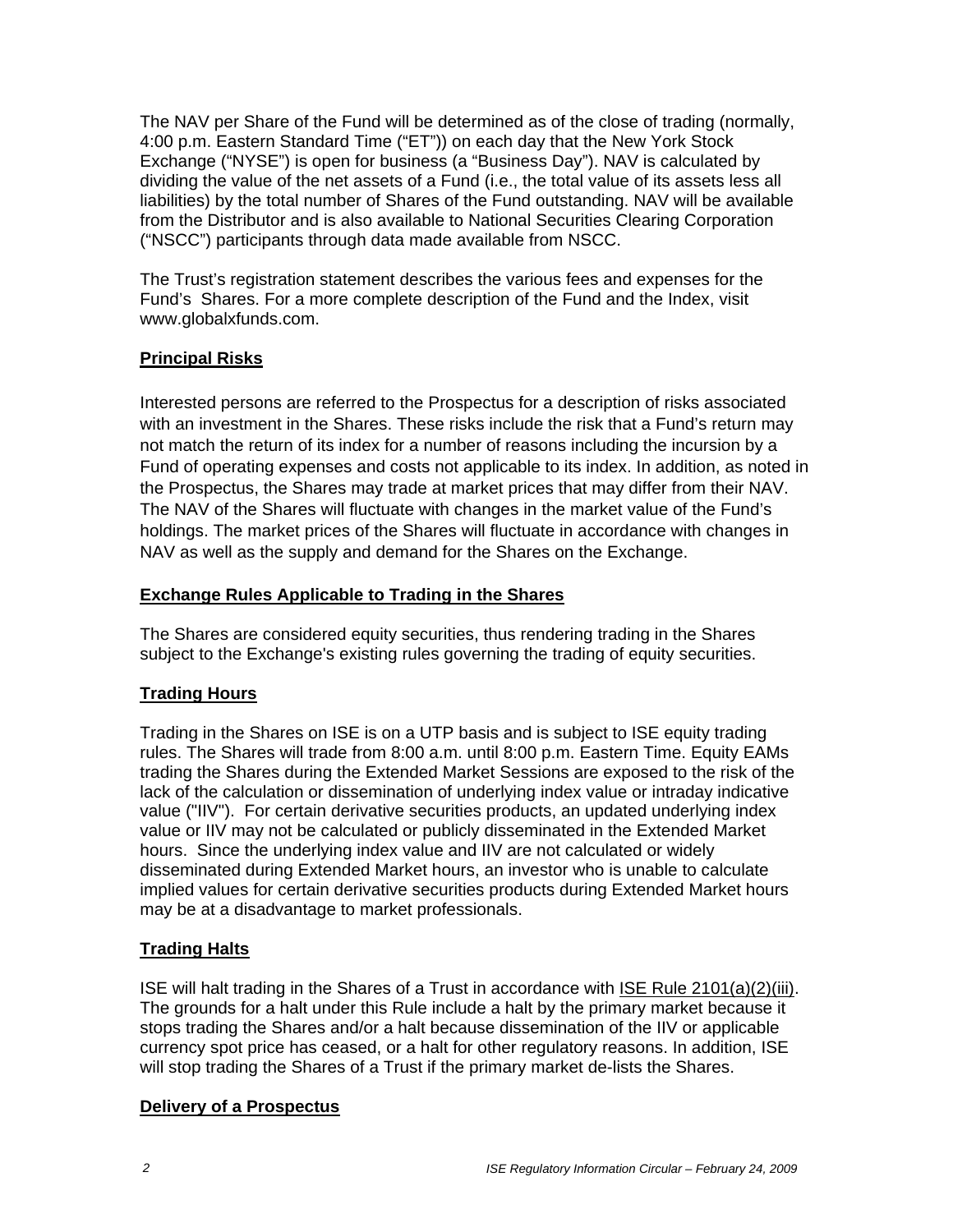The NAV per Share of the Fund will be determined as of the close of trading (normally, 4:00 p.m. Eastern Standard Time ("ET")) on each day that the New York Stock Exchange ("NYSE") is open for business (a "Business Day"). NAV is calculated by dividing the value of the net assets of a Fund (i.e., the total value of its assets less all liabilities) by the total number of Shares of the Fund outstanding. NAV will be available from the Distributor and is also available to National Securities Clearing Corporation ("NSCC") participants through data made available from NSCC.

The Trust's registration statement describes the various fees and expenses for the Fund's Shares. For a more complete description of the Fund and the Index, visit www.globalxfunds.com.

## Principal Risks

Interested persons are referred to the Prospectus for a description of risks associated with an investment in the Shares. These risks include the risk that a Fund's return may not match the return of its index for a number of reasons including the incursion by a Fund of operating expenses and costs not applicable to its index. In addition, as noted in the Prospectus, the Shares may trade at market prices that may differ from their NAV. The NAV of the Shares will fluctuate with changes in the market value of the Fund's holdings. The market prices of the Shares will fluctuate in accordance with changes in NAV as well as the supply and demand for the Shares on the Exchange.

## Exchange Rules Applicable to Trading in the Shares

The Shares are considered equity securities, thus rendering trading in the Shares subject to the Exchange's existing rules governing the trading of equity securities.

## Trading Hours

Trading in the Shares on ISE is on a UTP basis and is subject to ISE equity trading rules. The Shares will trade from 8:00 a.m. until 8:00 p.m. Eastern Time. Equity EAMs trading the Shares during the Extended Market Sessions are exposed to the risk of the lack of the calculation or dissemination of underlying index value or intraday indicative value ("IIV"). For certain derivative securities products, an updated underlying index value or IIV may not be calculated or publicly disseminated in the Extended Market hours. Since the underlying index value and IIV are not calculated or widely disseminated during Extended Market hours, an investor who is unable to calculate implied values for certain derivative securities products during Extended Market hours may be at a disadvantage to market professionals.

## Trading Halts

ISE will halt trading in the Shares of a Trust in accordance with ISE Rule 2101(a)(2)(iii). The grounds for a halt under this Rule include a halt by the primary market because it stops trading the Shares and/or a halt because dissemination of the IIV or applicable currency spot price has ceased, or a halt for other regulatory reasons. In addition, ISE will stop trading the Shares of a Trust if the primary market de-lists the Shares.

## Delivery of a Prospectus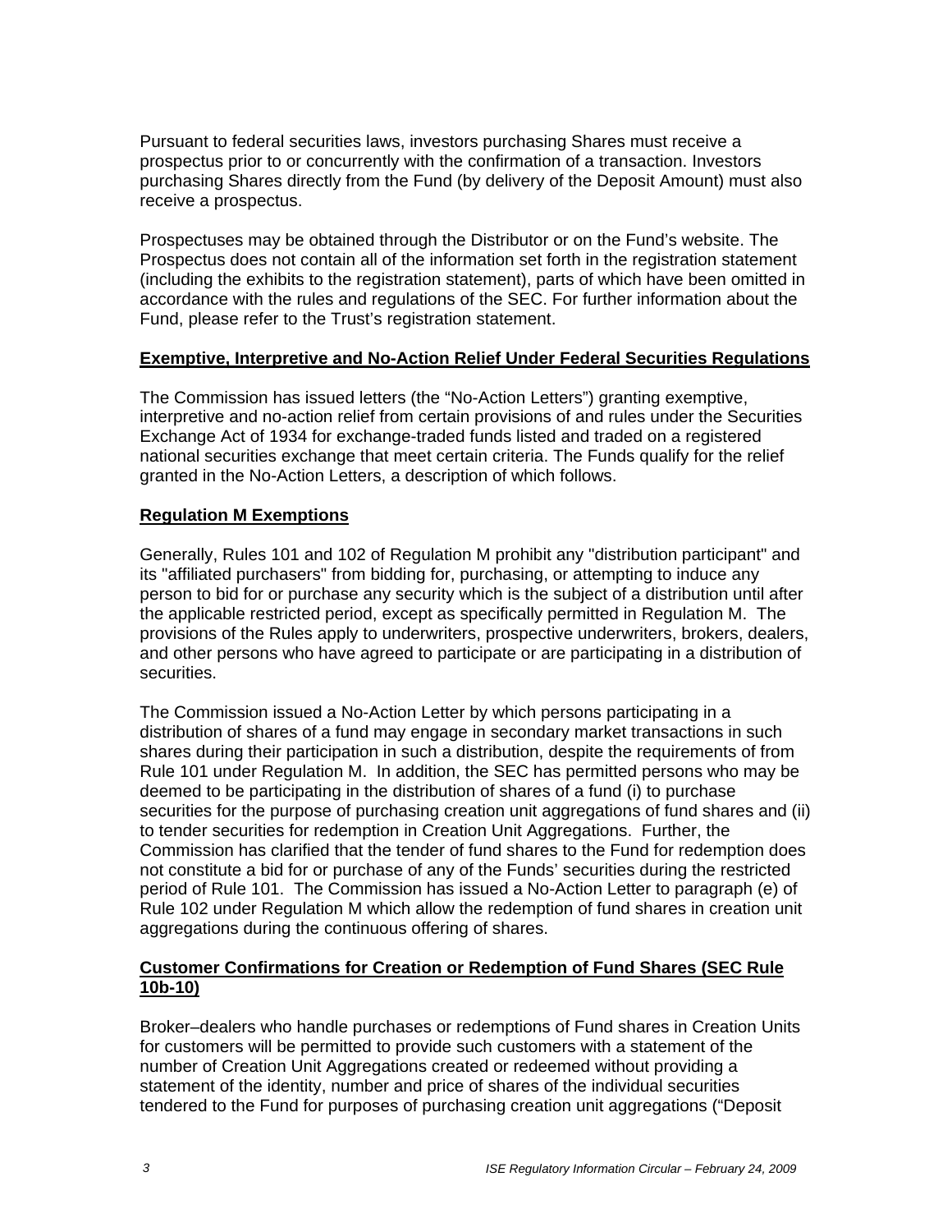Pursuant to federal securities laws, investors purchasing Shares must receive a prospectus prior to or concurrently with the confirmation of a transaction. Investors purchasing Shares directly from the Fund (by delivery of the Deposit Amount) must also receive a prospectus.

Prospectuses may be obtained through the Distributor or on the Fund's website. The Prospectus does not contain all of the information set forth in the registration statement (including the exhibits to the registration statement), parts of which have been omitted in accordance with the rules and regulations of the SEC. For further information about the Fund, please refer to the Trust's registration statement.

## Exemptive, Interpretive and No-Action Relief Under Federal Securities Regulations

The Commission has issued letters (the "No-Action Letters") granting exemptive, interpretive and no-action relief from certain provisions of and rules under the Securities Exchange Act of 1934 for exchange-traded funds listed and traded on a registered national securities exchange that meet certain criteria. The Funds qualify for the relief granted in the No-Action Letters, a description of which follows.

## Regulation M Exemptions

Generally, Rules 101 and 102 of Regulation M prohibit any "distribution participant" and its "affiliated purchasers" from bidding for, purchasing, or attempting to induce any person to bid for or purchase any security which is the subject of a distribution until after the applicable restricted period, except as specifically permitted in Regulation M. The provisions of the Rules apply to underwriters, prospective underwriters, brokers, dealers, and other persons who have agreed to participate or are participating in a distribution of securities.

The Commission issued a No-Action Letter by which persons participating in a distribution of shares of a fund may engage in secondary market transactions in such shares during their participation in such a distribution, despite the requirements of from Rule 101 under Regulation M. In addition, the SEC has permitted persons who may be deemed to be participating in the distribution of shares of a fund (i) to purchase securities for the purpose of purchasing creation unit aggregations of fund shares and (ii) to tender securities for redemption in Creation Unit Aggregations. Further, the Commission has clarified that the tender of fund shares to the Fund for redemption does not constitute a bid for or purchase of any of the Funds' securities during the restricted period of Rule 101. The Commission has issued a No-Action Letter to paragraph (e) of Rule 102 under Regulation M which allow the redemption of fund shares in creation unit aggregations during the continuous offering of shares.

## Customer Confirmations for Creation or Redemption of Fund Shares (SEC Rule 10b-10)

Broker–dealers who handle purchases or redemptions of Fund shares in Creation Units for customers will be permitted to provide such customers with a statement of the number of Creation Unit Aggregations created or redeemed without providing a statement of the identity, number and price of shares of the individual securities tendered to the Fund for purposes of purchasing creation unit aggregations ("Deposit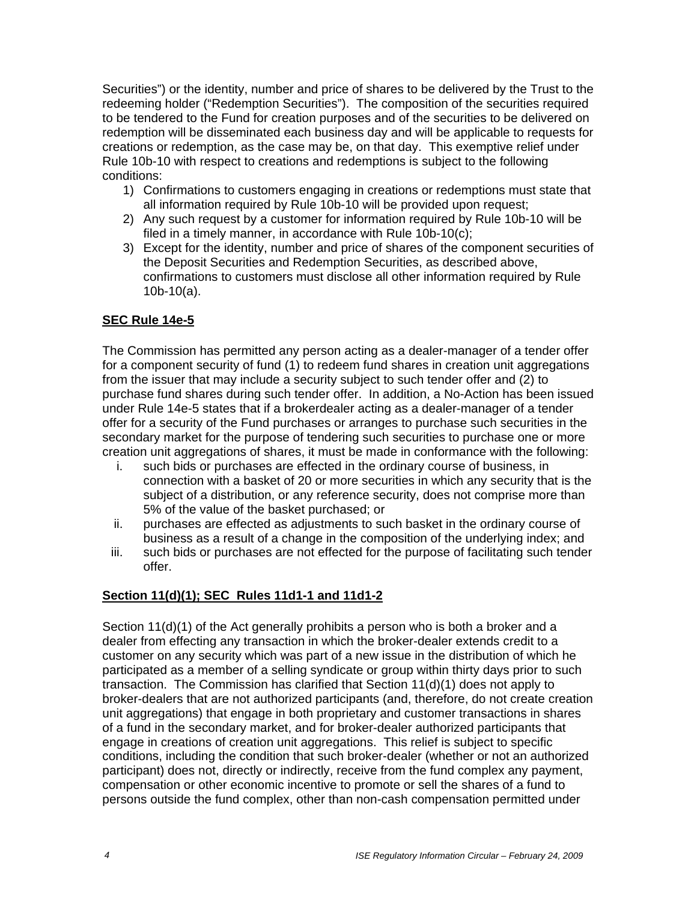Securities") or the identity, number and price of shares to be delivered by the Trust to the redeeming holder ("Redemption Securities"). The composition of the securities required to be tendered to the Fund for creation purposes and of the securities to be delivered on redemption will be disseminated each business day and will be applicable to requests for creations or redemption, as the case may be, on that day. This exemptive relief under Rule 10b-10 with respect to creations and redemptions is subject to the following conditions:

1) Confirmations to customers engaging in creations or redemptions must state that all information required by Rule 10b-10 will be provided upon request;
2) Any such request by a customer for information required by Rule 10b-10 will be filed in a timely manner, in accordance with Rule 10b-10(c);
3) Except for the identity, number and price of shares of the component securities of the Deposit Securities and Redemption Securities, as described above, confirmations to customers must disclose all other information required by Rule 10b-10(a).

**SEC Rule 14e-5**

The Commission has permitted any person acting as a dealer-manager of a tender offer for a component security of fund (1) to redeem fund shares in creation unit aggregations from the issuer that may include a security subject to such tender offer and (2) to purchase fund shares during such tender offer. In addition, a No-Action has been issued under Rule 14e-5 states that if a brokerdealer acting as a dealer-manager of a tender offer for a security of the Fund purchases or arranges to purchase such securities in the secondary market for the purpose of tendering such securities to purchase one or more creation unit aggregations of shares, it must be made in conformance with the following:

i. such bids or purchases are effected in the ordinary course of business, in connection with a basket of 20 or more securities in which any security that is the subject of a distribution, or any reference security, does not comprise more than 5% of the value of the basket purchased; or
ii. purchases are effected as adjustments to such basket in the ordinary course of business as a result of a change in the composition of the underlying index; and
iii. such bids or purchases are not effected for the purpose of facilitating such tender offer.

**Section 11(d)(1); SEC Rules 11d1-1 and 11d1-2**

Section 11(d)(1) of the Act generally prohibits a person who is both a broker and a dealer from effecting any transaction in which the broker-dealer extends credit to a customer on any security which was part of a new issue in the distribution of which he participated as a member of a selling syndicate or group within thirty days prior to such transaction. The Commission has clarified that Section 11(d)(1) does not apply to broker-dealers that are not authorized participants (and, therefore, do not create creation unit aggregations) that engage in both proprietary and customer transactions in shares of a fund in the secondary market, and for broker-dealer authorized participants that engage in creations of creation unit aggregations. This relief is subject to specific conditions, including the condition that such broker-dealer (whether or not an authorized participant) does not, directly or indirectly, receive from the fund complex any payment, compensation or other economic incentive to promote or sell the shares of a fund to persons outside the fund complex, other than non-cash compensation permitted under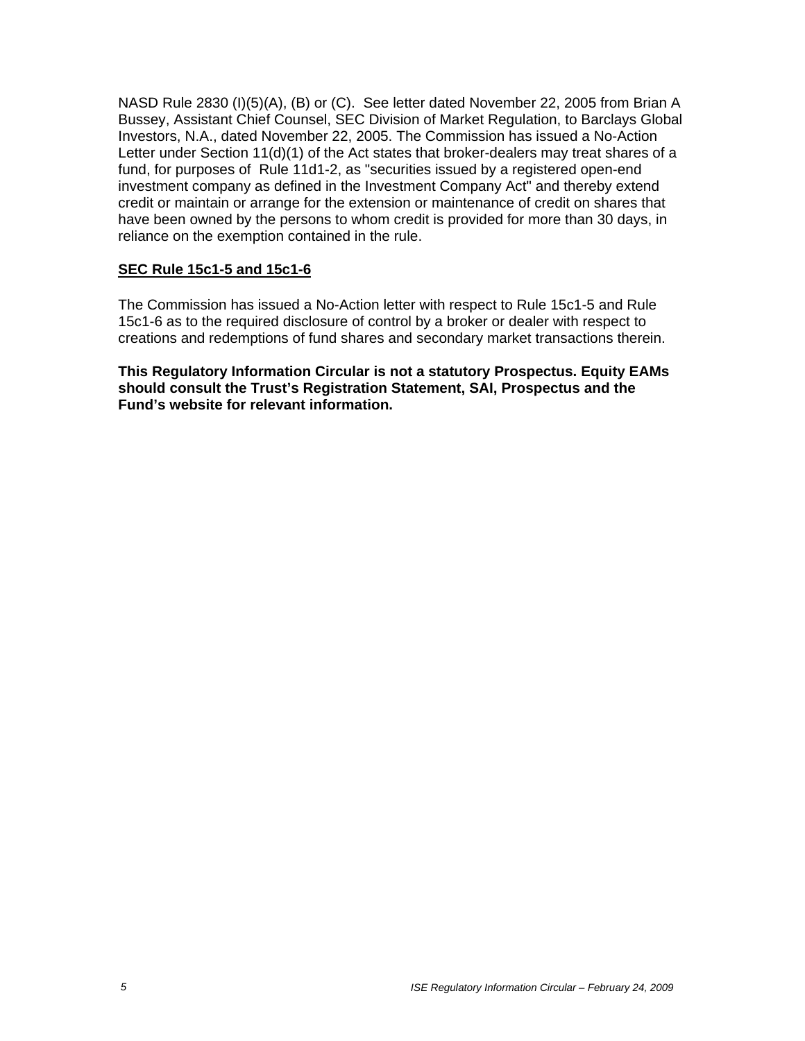NASD Rule 2830 (I)(5)(A), (B) or (C). See letter dated November 22, 2005 from Brian A Bussey, Assistant Chief Counsel, SEC Division of Market Regulation, to Barclays Global Investors, N.A., dated November 22, 2005. The Commission has issued a No-Action Letter under Section 11(d)(1) of the Act states that broker-dealers may treat shares of a fund, for purposes of Rule 11d1-2, as "securities issued by a registered open-end investment company as defined in the Investment Company Act" and thereby extend credit or maintain or arrange for the extension or maintenance of credit on shares that have been owned by the persons to whom credit is provided for more than 30 days, in reliance on the exemption contained in the rule.

**SEC Rule 15c1-5 and 15c1-6**

The Commission has issued a No-Action letter with respect to Rule 15c1-5 and Rule 15c1-6 as to the required disclosure of control by a broker or dealer with respect to creations and redemptions of fund shares and secondary market transactions therein.

**This Regulatory Information Circular is not a statutory Prospectus. Equity EAMs should consult the Trust's Registration Statement, SAI, Prospectus and the Fund's website for relevant information.**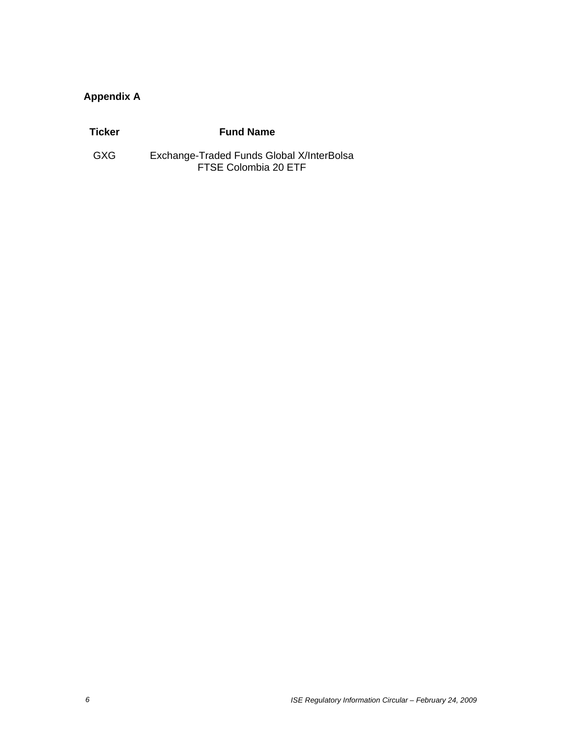## Appendix A

| Ticker | Fund Name |
|---|---|
| GXG | Exchange-Traded Funds Global X/InterBolsa FTSE Colombia 20 ETF |